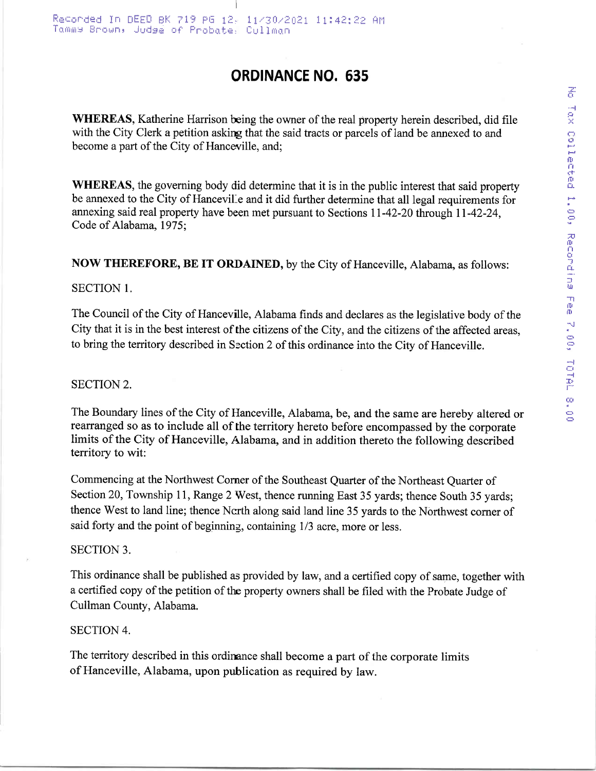Recorded In DEED BK 719 PG 12, 11/30/2021 11:42:22 AM
Tammy Brown, Judge of Probate: Cullman

# ORDINANCE NO. 635

**WHEREAS**, Katherine Harrison being the owner of the real property herein described, did file with the City Clerk a petition asking that the said tracts or parcels of land be annexed to and become a part of the City of Hanceville, and;

**WHEREAS**, the governing body did determine that it is in the public interest that said property be annexed to the City of Hanceville and it did further determine that all legal requirements for annexing said real property have been met pursuant to Sections 11-42-20 through 11-42-24, Code of Alabama, 1975;

**NOW THEREFORE, BE IT ORDAINED**, by the City of Hanceville, Alabama, as follows:

SECTION 1.

The Council of the City of Hanceville, Alabama finds and declares as the legislative body of the City that it is in the best interest of the citizens of the City, and the citizens of the affected areas, to bring the territory described in Section 2 of this ordinance into the City of Hanceville.

SECTION 2.

The Boundary lines of the City of Hanceville, Alabama, be, and the same are hereby altered or rearranged so as to include all of the territory hereto before encompassed by the corporate limits of the City of Hanceville, Alabama, and in addition thereto the following described territory to wit:

Commencing at the Northwest Corner of the Southeast Quarter of the Northeast Quarter of Section 20, Township 11, Range 2 West, thence running East 35 yards; thence South 35 yards; thence West to land line; thence North along said land line 35 yards to the Northwest corner of said forty and the point of beginning, containing 1/3 acre, more or less.

SECTION 3.

This ordinance shall be published as provided by law, and a certified copy of same, together with a certified copy of the petition of the property owners shall be filed with the Probate Judge of Cullman County, Alabama.

SECTION 4.

The territory described in this ordinance shall become a part of the corporate limits of Hanceville, Alabama, upon publication as required by law.

No Tax Collected 1.00, Recording Fee 7.00, TOTAL 8.00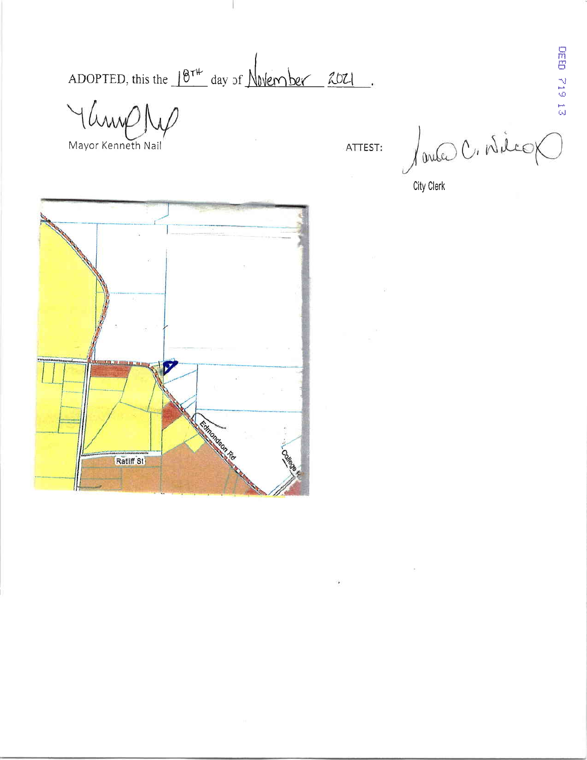ADOPTED, this the 18TH day of November 2021.

Mayor Kenneth Nail

ATTEST:

City Clerk

Edmondson Rd

Ratliff St

College

DEED 719 13